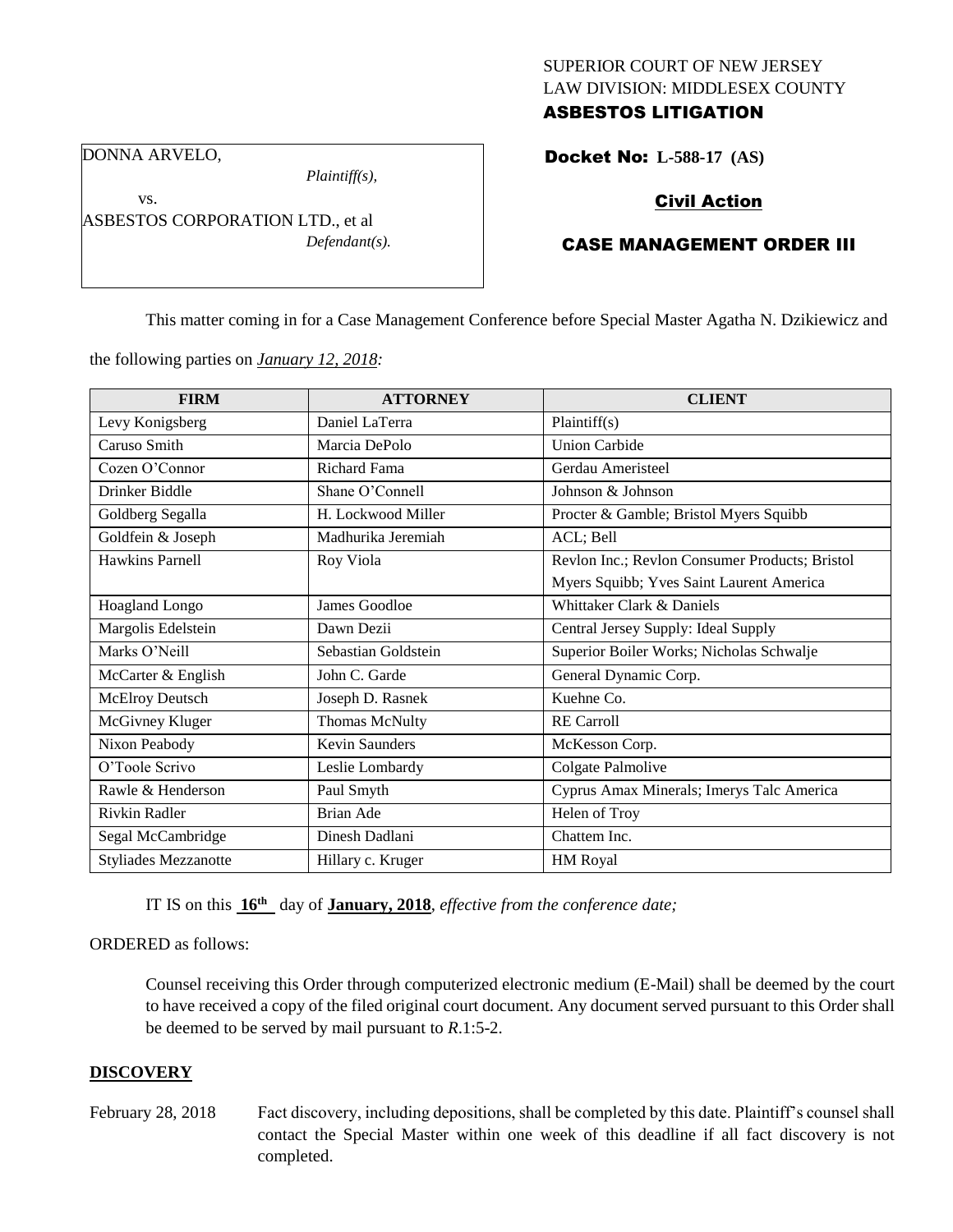SUPERIOR COURT OF NEW JERSEY
LAW DIVISION: MIDDLESEX COUNTY
**ASBESTOS LITIGATION**

DONNA ARVELO,
*Plaintiff(s),*
vs.
ASBESTOS CORPORATION LTD., et al
*Defendant(s).*

**Docket No: L-588-17 (AS)**

**Civil Action**

**CASE MANAGEMENT ORDER III**

This matter coming in for a Case Management Conference before Special Master Agatha N. Dzikiewicz and the following parties on ***January 12, 2018:***

| FIRM | ATTORNEY | CLIENT |
|---|---|---|
| Levy Konigsberg | Daniel LaTerra | Plaintiff(s) |
| Caruso Smith | Marcia DePolo | Union Carbide |
| Cozen O'Connor | Richard Fama | Gerdau Ameristeel |
| Drinker Biddle | Shane O'Connell | Johnson & Johnson |
| Goldberg Segalla | H. Lockwood Miller | Procter & Gamble; Bristol Myers Squibb |
| Goldfein & Joseph | Madhurika Jeremiah | ACL; Bell |
| Hawkins Parnell | Roy Viola | Revlon Inc.; Revlon Consumer Products; Bristol Myers Squibb; Yves Saint Laurent America |
| Hoagland Longo | James Goodloe | Whittaker Clark & Daniels |
| Margolis Edelstein | Dawn Dezii | Central Jersey Supply: Ideal Supply |
| Marks O'Neill | Sebastian Goldstein | Superior Boiler Works; Nicholas Schwalje |
| McCarter & English | John C. Garde | General Dynamic Corp. |
| McElroy Deutsch | Joseph D. Rasnek | Kuehne Co. |
| McGivney Kluger | Thomas McNulty | RE Carroll |
| Nixon Peabody | Kevin Saunders | McKesson Corp. |
| O'Toole Scrivo | Leslie Lombardy | Colgate Palmolive |
| Rawle & Henderson | Paul Smyth | Cyprus Amax Minerals; Imerys Talc America |
| Rivkin Radler | Brian Ade | Helen of Troy |
| Segal McCambridge | Dinesh Dadlani | Chattem Inc. |
| Styliades Mezzanotte | Hillary c. Kruger | HM Royal |

IT IS on this **16th** day of **January, 2018**, *effective from the conference date;*

ORDERED as follows:

Counsel receiving this Order through computerized electronic medium (E-Mail) shall be deemed by the court to have received a copy of the filed original court document. Any document served pursuant to this Order shall be deemed to be served by mail pursuant to *R*.1:5-2.

## DISCOVERY

February 28, 2018 — Fact discovery, including depositions, shall be completed by this date. Plaintiff's counsel shall contact the Special Master within one week of this deadline if all fact discovery is not completed.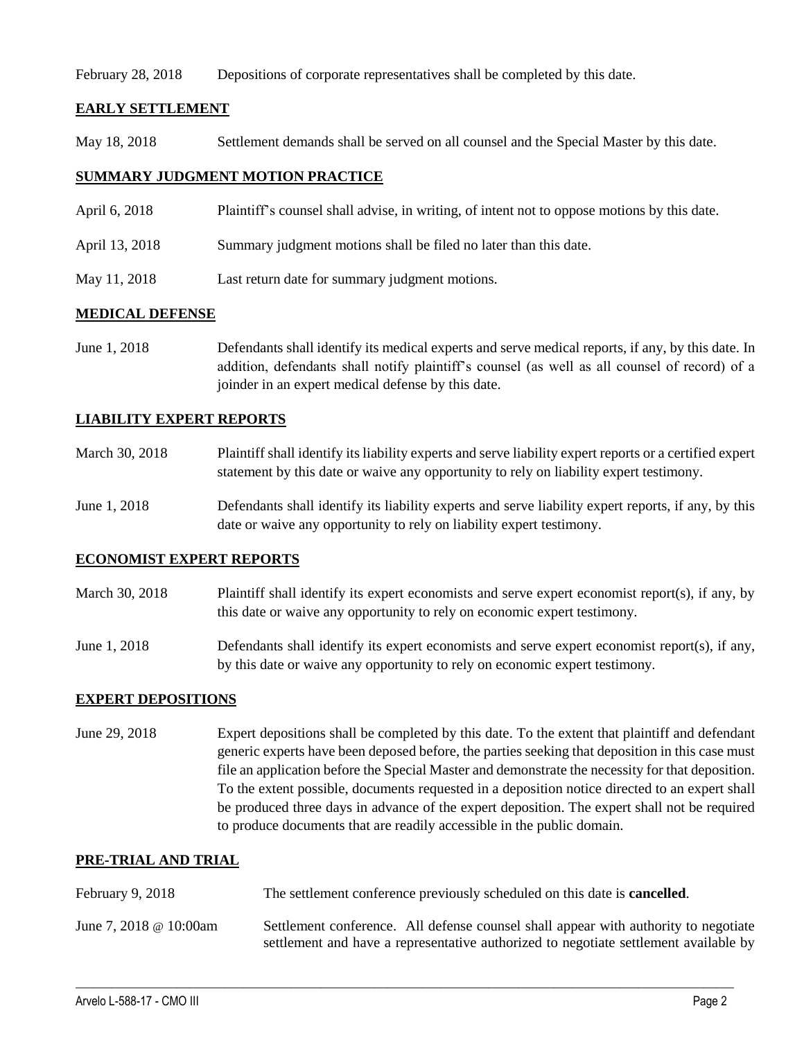February 28, 2018 Depositions of corporate representatives shall be completed by this date.

## EARLY SETTLEMENT

May 18, 2018 Settlement demands shall be served on all counsel and the Special Master by this date.

## SUMMARY JUDGMENT MOTION PRACTICE

April 6, 2018 Plaintiff's counsel shall advise, in writing, of intent not to oppose motions by this date.

April 13, 2018 Summary judgment motions shall be filed no later than this date.

May 11, 2018 Last return date for summary judgment motions.

## MEDICAL DEFENSE

June 1, 2018 Defendants shall identify its medical experts and serve medical reports, if any, by this date. In addition, defendants shall notify plaintiff's counsel (as well as all counsel of record) of a joinder in an expert medical defense by this date.

## LIABILITY EXPERT REPORTS

March 30, 2018 Plaintiff shall identify its liability experts and serve liability expert reports or a certified expert statement by this date or waive any opportunity to rely on liability expert testimony.

June 1, 2018 Defendants shall identify its liability experts and serve liability expert reports, if any, by this date or waive any opportunity to rely on liability expert testimony.

## ECONOMIST EXPERT REPORTS

March 30, 2018 Plaintiff shall identify its expert economists and serve expert economist report(s), if any, by this date or waive any opportunity to rely on economic expert testimony.

June 1, 2018 Defendants shall identify its expert economists and serve expert economist report(s), if any, by this date or waive any opportunity to rely on economic expert testimony.

## EXPERT DEPOSITIONS

June 29, 2018 Expert depositions shall be completed by this date. To the extent that plaintiff and defendant generic experts have been deposed before, the parties seeking that deposition in this case must file an application before the Special Master and demonstrate the necessity for that deposition. To the extent possible, documents requested in a deposition notice directed to an expert shall be produced three days in advance of the expert deposition. The expert shall not be required to produce documents that are readily accessible in the public domain.

## PRE-TRIAL AND TRIAL

February 9, 2018 The settlement conference previously scheduled on this date is **cancelled**.

June 7, 2018 @ 10:00am Settlement conference. All defense counsel shall appear with authority to negotiate settlement and have a representative authorized to negotiate settlement available by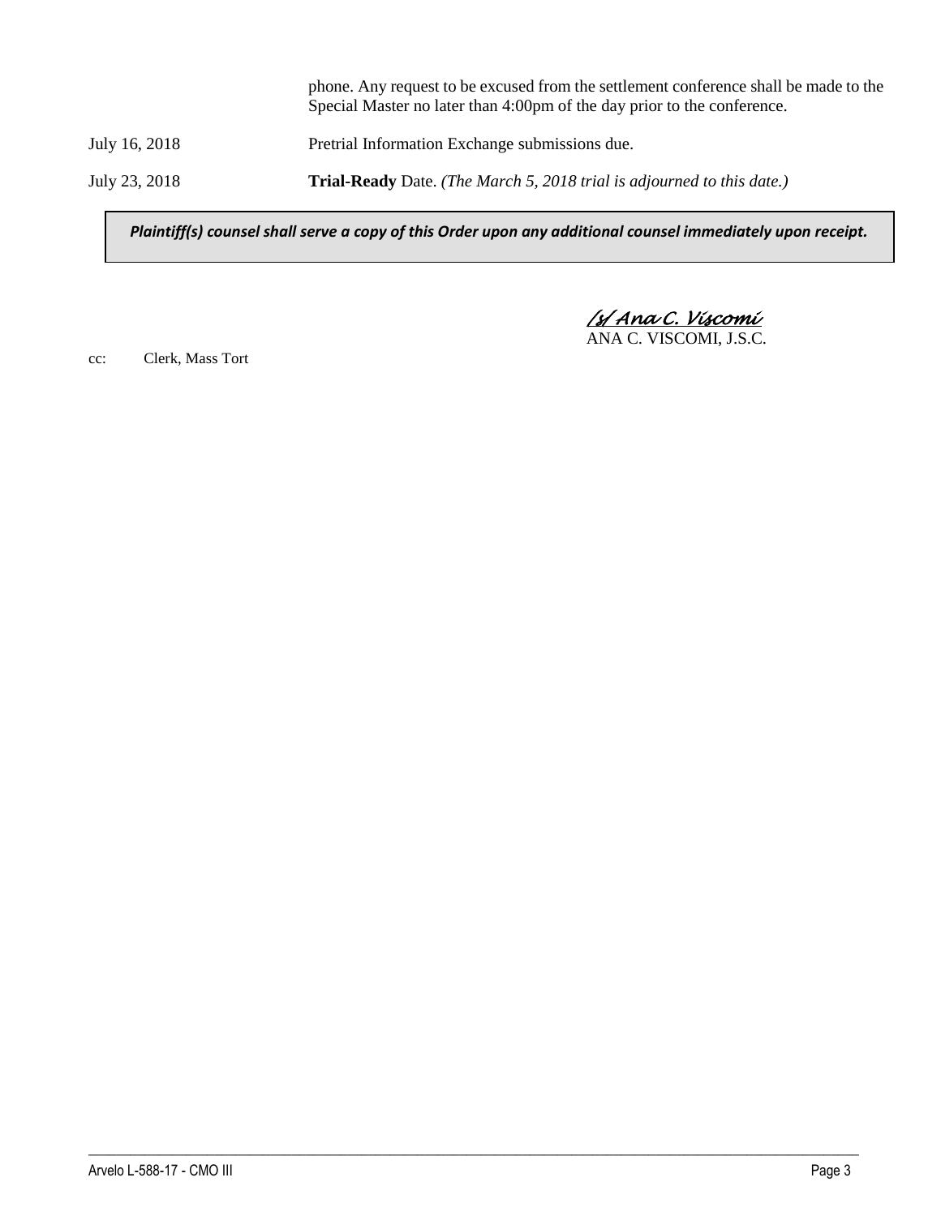| | |
|---|---|
| | phone. Any request to be excused from the settlement conference shall be made to the Special Master no later than 4:00pm of the day prior to the conference. |
| July 16, 2018 | Pretrial Information Exchange submissions due. |
| July 23, 2018 | **Trial-Ready** Date. *(The March 5, 2018 trial is adjourned to this date.)* |

***Plaintiff(s) counsel shall serve a copy of this Order upon any additional counsel immediately upon receipt.***

*/s/ Ana C. Viscomi*
ANA C. VISCOMI, J.S.C.

cc: Clerk, Mass Tort